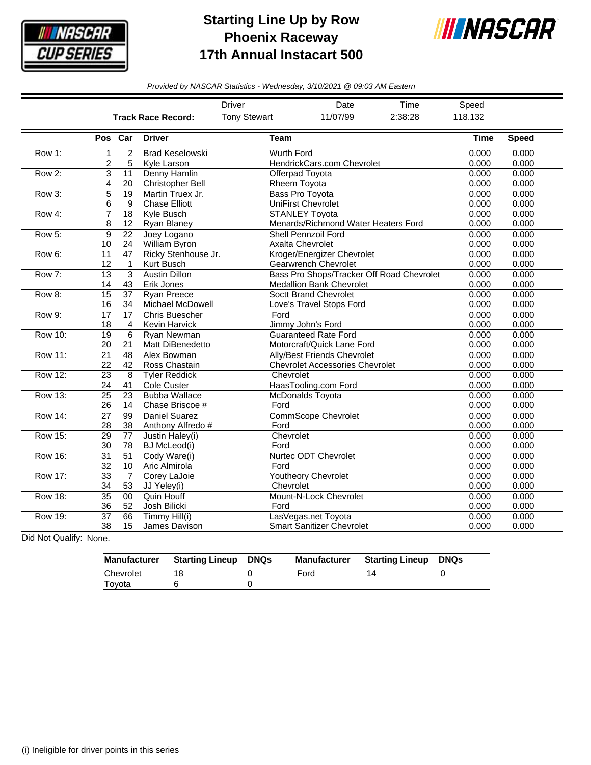# Starting Line Up by Row
# Phoenix Raceway
# 17th Annual Instacart 500

*Provided by NASCAR Statistics - Wednesday, 3/10/2021 @ 09:03 AM Eastern*

| | Driver | Date | Time | Speed |
|---|---|---|---|---|
| **Track Race Record:** | Tony Stewart | 11/07/99 | 2:38:28 | 118.132 |

| | Pos | Car | Driver | Team | Time | Speed |
|---|---|---|---|---|---|---|
| Row 1: | 1 | 2 | Brad Keselowski | Wurth Ford | 0.000 | 0.000 |
| | 2 | 5 | Kyle Larson | HendrickCars.com Chevrolet | 0.000 | 0.000 |
| Row 2: | 3 | 11 | Denny Hamlin | Offerpad Toyota | 0.000 | 0.000 |
| | 4 | 20 | Christopher Bell | Rheem Toyota | 0.000 | 0.000 |
| Row 3: | 5 | 19 | Martin Truex Jr. | Bass Pro Toyota | 0.000 | 0.000 |
| | 6 | 9 | Chase Elliott | UniFirst Chevrolet | 0.000 | 0.000 |
| Row 4: | 7 | 18 | Kyle Busch | STANLEY Toyota | 0.000 | 0.000 |
| | 8 | 12 | Ryan Blaney | Menards/Richmond Water Heaters Ford | 0.000 | 0.000 |
| Row 5: | 9 | 22 | Joey Logano | Shell Pennzoil Ford | 0.000 | 0.000 |
| | 10 | 24 | William Byron | Axalta Chevrolet | 0.000 | 0.000 |
| Row 6: | 11 | 47 | Ricky Stenhouse Jr. | Kroger/Energizer Chevrolet | 0.000 | 0.000 |
| | 12 | 1 | Kurt Busch | Gearwrench Chevrolet | 0.000 | 0.000 |
| Row 7: | 13 | 3 | Austin Dillon | Bass Pro Shops/Tracker Off Road Chevrolet | 0.000 | 0.000 |
| | 14 | 43 | Erik Jones | Medallion Bank Chevrolet | 0.000 | 0.000 |
| Row 8: | 15 | 37 | Ryan Preece | Soctt Brand Chevrolet | 0.000 | 0.000 |
| | 16 | 34 | Michael McDowell | Love's Travel Stops Ford | 0.000 | 0.000 |
| Row 9: | 17 | 17 | Chris Buescher | Ford | 0.000 | 0.000 |
| | 18 | 4 | Kevin Harvick | Jimmy John's Ford | 0.000 | 0.000 |
| Row 10: | 19 | 6 | Ryan Newman | Guaranteed Rate Ford | 0.000 | 0.000 |
| | 20 | 21 | Matt DiBenedetto | Motorcraft/Quick Lane Ford | 0.000 | 0.000 |
| Row 11: | 21 | 48 | Alex Bowman | Ally/Best Friends Chevrolet | 0.000 | 0.000 |
| | 22 | 42 | Ross Chastain | Chevrolet Accessories Chevrolet | 0.000 | 0.000 |
| Row 12: | 23 | 8 | Tyler Reddick | Chevrolet | 0.000 | 0.000 |
| | 24 | 41 | Cole Custer | HaasTooling.com Ford | 0.000 | 0.000 |
| Row 13: | 25 | 23 | Bubba Wallace | McDonalds Toyota | 0.000 | 0.000 |
| | 26 | 14 | Chase Briscoe # | Ford | 0.000 | 0.000 |
| Row 14: | 27 | 99 | Daniel Suarez | CommScope Chevrolet | 0.000 | 0.000 |
| | 28 | 38 | Anthony Alfredo # | Ford | 0.000 | 0.000 |
| Row 15: | 29 | 77 | Justin Haley(i) | Chevrolet | 0.000 | 0.000 |
| | 30 | 78 | BJ McLeod(i) | Ford | 0.000 | 0.000 |
| Row 16: | 31 | 51 | Cody Ware(i) | Nurtec ODT Chevrolet | 0.000 | 0.000 |
| | 32 | 10 | Aric Almirola | Ford | 0.000 | 0.000 |
| Row 17: | 33 | 7 | Corey LaJoie | Youtheory Chevrolet | 0.000 | 0.000 |
| | 34 | 53 | JJ Yeley(i) | Chevrolet | 0.000 | 0.000 |
| Row 18: | 35 | 00 | Quin Houff | Mount-N-Lock Chevrolet | 0.000 | 0.000 |
| | 36 | 52 | Josh Bilicki | Ford | 0.000 | 0.000 |
| Row 19: | 37 | 66 | Timmy Hill(i) | LasVegas.net Toyota | 0.000 | 0.000 |
| | 38 | 15 | James Davison | Smart Sanitizer Chevrolet | 0.000 | 0.000 |

Did Not Qualify: None.

| Manufacturer | Starting Lineup | DNQs | Manufacturer | Starting Lineup | DNQs |
|---|---|---|---|---|---|
| Chevrolet | 18 | 0 | Ford | 14 | 0 |
| Toyota | 6 | 0 | | | |

(i) Ineligible for driver points in this series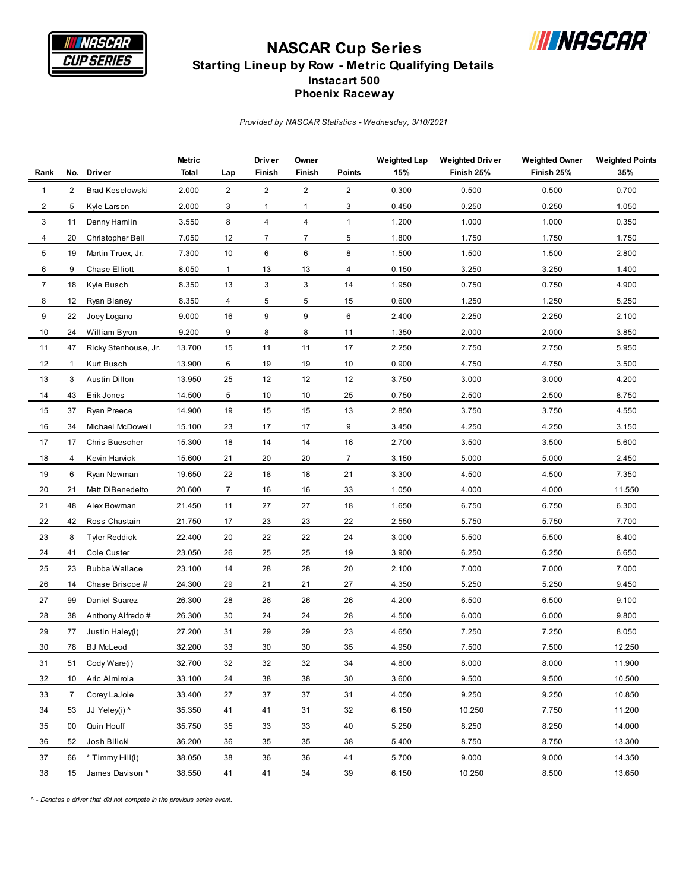# NASCAR Cup Series

## Starting Lineup by Row - Metric Qualifying Details

### Instacart 500

### Phoenix Raceway

*Provided by NASCAR Statistics - Wednesday, 3/10/2021*

| Rank | No. | Driver | Metric Total | Lap | Driver Finish | Owner Finish | Points | Weighted Lap 15% | Weighted Driver Finish 25% | Weighted Owner Finish 25% | Weighted Points 35% |
|---|---|---|---|---|---|---|---|---|---|---|---|
| 1 | 2 | Brad Keselowski | 2.000 | 2 | 2 | 2 | 2 | 0.300 | 0.500 | 0.500 | 0.700 |
| 2 | 5 | Kyle Larson | 2.000 | 3 | 1 | 1 | 3 | 0.450 | 0.250 | 0.250 | 1.050 |
| 3 | 11 | Denny Hamlin | 3.550 | 8 | 4 | 4 | 1 | 1.200 | 1.000 | 1.000 | 0.350 |
| 4 | 20 | Christopher Bell | 7.050 | 12 | 7 | 7 | 5 | 1.800 | 1.750 | 1.750 | 1.750 |
| 5 | 19 | Martin Truex, Jr. | 7.300 | 10 | 6 | 6 | 8 | 1.500 | 1.500 | 1.500 | 2.800 |
| 6 | 9 | Chase Elliott | 8.050 | 1 | 13 | 13 | 4 | 0.150 | 3.250 | 3.250 | 1.400 |
| 7 | 18 | Kyle Busch | 8.350 | 13 | 3 | 3 | 14 | 1.950 | 0.750 | 0.750 | 4.900 |
| 8 | 12 | Ryan Blaney | 8.350 | 4 | 5 | 5 | 15 | 0.600 | 1.250 | 1.250 | 5.250 |
| 9 | 22 | Joey Logano | 9.000 | 16 | 9 | 9 | 6 | 2.400 | 2.250 | 2.250 | 2.100 |
| 10 | 24 | William Byron | 9.200 | 9 | 8 | 8 | 11 | 1.350 | 2.000 | 2.000 | 3.850 |
| 11 | 47 | Ricky Stenhouse, Jr. | 13.700 | 15 | 11 | 11 | 17 | 2.250 | 2.750 | 2.750 | 5.950 |
| 12 | 1 | Kurt Busch | 13.900 | 6 | 19 | 19 | 10 | 0.900 | 4.750 | 4.750 | 3.500 |
| 13 | 3 | Austin Dillon | 13.950 | 25 | 12 | 12 | 12 | 3.750 | 3.000 | 3.000 | 4.200 |
| 14 | 43 | Erik Jones | 14.500 | 5 | 10 | 10 | 25 | 0.750 | 2.500 | 2.500 | 8.750 |
| 15 | 37 | Ryan Preece | 14.900 | 19 | 15 | 15 | 13 | 2.850 | 3.750 | 3.750 | 4.550 |
| 16 | 34 | Michael McDowell | 15.100 | 23 | 17 | 17 | 9 | 3.450 | 4.250 | 4.250 | 3.150 |
| 17 | 17 | Chris Buescher | 15.300 | 18 | 14 | 14 | 16 | 2.700 | 3.500 | 3.500 | 5.600 |
| 18 | 4 | Kevin Harvick | 15.600 | 21 | 20 | 20 | 7 | 3.150 | 5.000 | 5.000 | 2.450 |
| 19 | 6 | Ryan Newman | 19.650 | 22 | 18 | 18 | 21 | 3.300 | 4.500 | 4.500 | 7.350 |
| 20 | 21 | Matt DiBenedetto | 20.600 | 7 | 16 | 16 | 33 | 1.050 | 4.000 | 4.000 | 11.550 |
| 21 | 48 | Alex Bowman | 21.450 | 11 | 27 | 27 | 18 | 1.650 | 6.750 | 6.750 | 6.300 |
| 22 | 42 | Ross Chastain | 21.750 | 17 | 23 | 23 | 22 | 2.550 | 5.750 | 5.750 | 7.700 |
| 23 | 8 | Tyler Reddick | 22.400 | 20 | 22 | 22 | 24 | 3.000 | 5.500 | 5.500 | 8.400 |
| 24 | 41 | Cole Custer | 23.050 | 26 | 25 | 25 | 19 | 3.900 | 6.250 | 6.250 | 6.650 |
| 25 | 23 | Bubba Wallace | 23.100 | 14 | 28 | 28 | 20 | 2.100 | 7.000 | 7.000 | 7.000 |
| 26 | 14 | Chase Briscoe # | 24.300 | 29 | 21 | 21 | 27 | 4.350 | 5.250 | 5.250 | 9.450 |
| 27 | 99 | Daniel Suarez | 26.300 | 28 | 26 | 26 | 26 | 4.200 | 6.500 | 6.500 | 9.100 |
| 28 | 38 | Anthony Alfredo # | 26.300 | 30 | 24 | 24 | 28 | 4.500 | 6.000 | 6.000 | 9.800 |
| 29 | 77 | Justin Haley(i) | 27.200 | 31 | 29 | 29 | 23 | 4.650 | 7.250 | 7.250 | 8.050 |
| 30 | 78 | BJ McLeod | 32.200 | 33 | 30 | 30 | 35 | 4.950 | 7.500 | 7.500 | 12.250 |
| 31 | 51 | Cody Ware(i) | 32.700 | 32 | 32 | 32 | 34 | 4.800 | 8.000 | 8.000 | 11.900 |
| 32 | 10 | Aric Almirola | 33.100 | 24 | 38 | 38 | 30 | 3.600 | 9.500 | 9.500 | 10.500 |
| 33 | 7 | Corey LaJoie | 33.400 | 27 | 37 | 37 | 31 | 4.050 | 9.250 | 9.250 | 10.850 |
| 34 | 53 | JJ Yeley(i) ^ | 35.350 | 41 | 41 | 31 | 32 | 6.150 | 10.250 | 7.750 | 11.200 |
| 35 | 00 | Quin Houff | 35.750 | 35 | 33 | 33 | 40 | 5.250 | 8.250 | 8.250 | 14.000 |
| 36 | 52 | Josh Bilicki | 36.200 | 36 | 35 | 35 | 38 | 5.400 | 8.750 | 8.750 | 13.300 |
| 37 | 66 | * Timmy Hill(i) | 38.050 | 38 | 36 | 36 | 41 | 5.700 | 9.000 | 9.000 | 14.350 |
| 38 | 15 | James Davison ^ | 38.550 | 41 | 41 | 34 | 39 | 6.150 | 10.250 | 8.500 | 13.650 |

*^ - Denotes a driver that did not compete in the previous series event.*